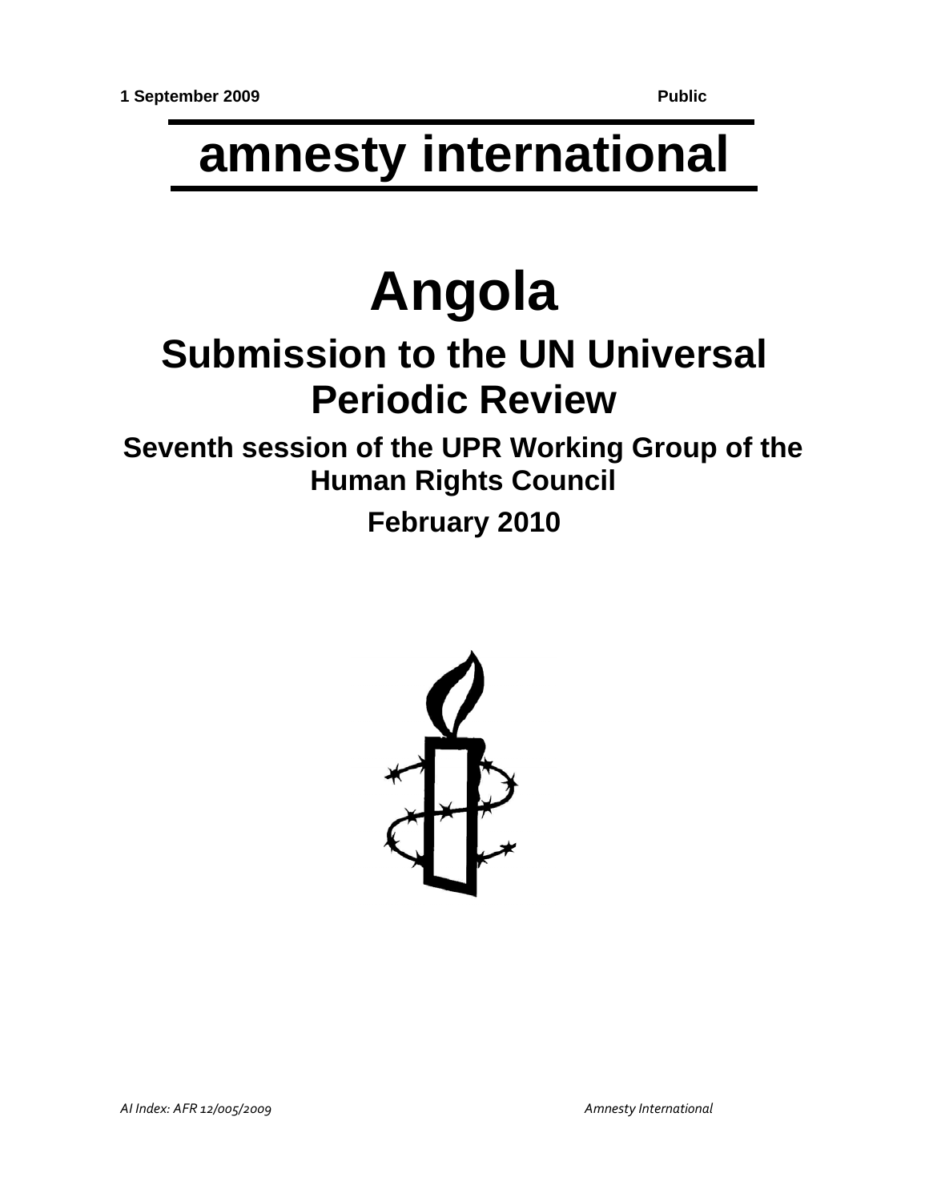1 September 2009 **Public**

# amnesty international

# Angola

## Submission to the UN Universal Periodic Review

### Seventh session of the UPR Working Group of the Human Rights Council

### February 2010

*AI Index: AFR 12/005/2009*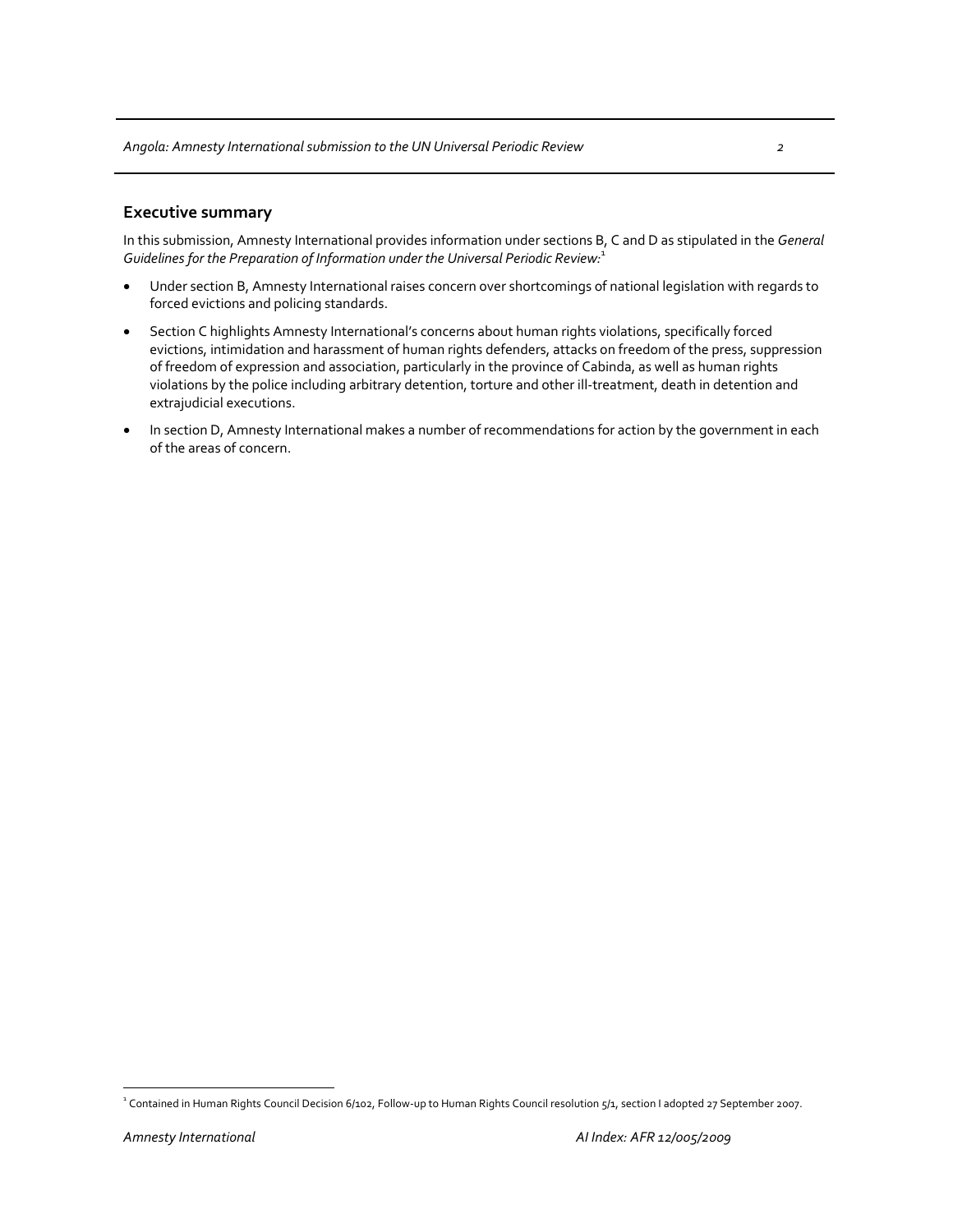## Executive summary

In this submission, Amnesty International provides information under sections B, C and D as stipulated in the *General Guidelines for the Preparation of Information under the Universal Periodic Review:*[1]

- Under section B, Amnesty International raises concern over shortcomings of national legislation with regards to forced evictions and policing standards.
- Section C highlights Amnesty International's concerns about human rights violations, specifically forced evictions, intimidation and harassment of human rights defenders, attacks on freedom of the press, suppression of freedom of expression and association, particularly in the province of Cabinda, as well as human rights violations by the police including arbitrary detention, torture and other ill-treatment, death in detention and extrajudicial executions.
- In section D, Amnesty International makes a number of recommendations for action by the government in each of the areas of concern.

[1] Contained in Human Rights Council Decision 6/102, Follow-up to Human Rights Council resolution 5/1, section I adopted 27 September 2007.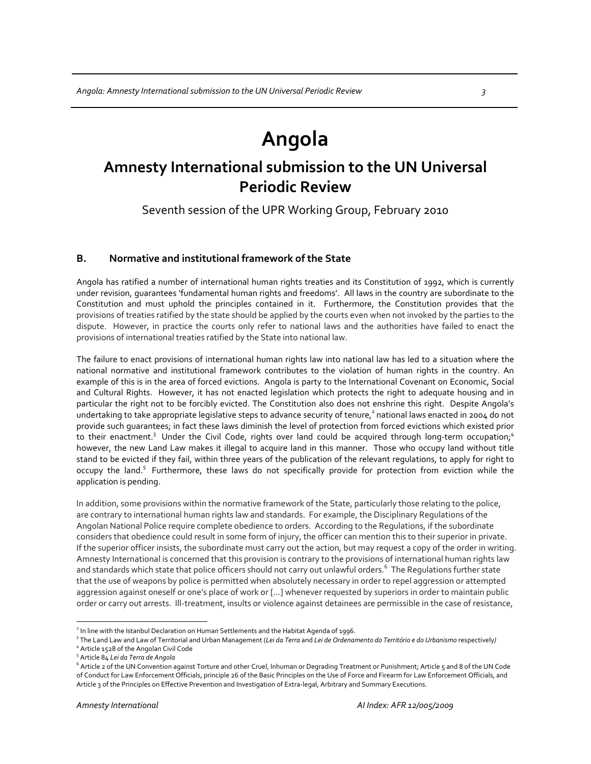# Angola

## Amnesty International submission to the UN Universal Periodic Review

Seventh session of the UPR Working Group, February 2010

### B. Normative and institutional framework of the State

Angola has ratified a number of international human rights treaties and its Constitution of 1992, which is currently under revision, guarantees 'fundamental human rights and freedoms'. All laws in the country are subordinate to the Constitution and must uphold the principles contained in it. Furthermore, the Constitution provides that the provisions of treaties ratified by the state should be applied by the courts even when not invoked by the parties to the dispute. However, in practice the courts only refer to national laws and the authorities have failed to enact the provisions of international treaties ratified by the State into national law.

The failure to enact provisions of international human rights law into national law has led to a situation where the national normative and institutional framework contributes to the violation of human rights in the country. An example of this is in the area of forced evictions. Angola is party to the International Covenant on Economic, Social and Cultural Rights. However, it has not enacted legislation which protects the right to adequate housing and in particular the right not to be forcibly evicted. The Constitution also does not enshrine this right. Despite Angola's undertaking to take appropriate legislative steps to advance security of tenure,[2] national laws enacted in 2004 do not provide such guarantees; in fact these laws diminish the level of protection from forced evictions which existed prior to their enactment.[3] Under the Civil Code, rights over land could be acquired through long-term occupation;[4] however, the new Land Law makes it illegal to acquire land in this manner. Those who occupy land without title stand to be evicted if they fail, within three years of the publication of the relevant regulations, to apply for right to occupy the land.[5] Furthermore, these laws do not specifically provide for protection from eviction while the application is pending.

In addition, some provisions within the normative framework of the State, particularly those relating to the police, are contrary to international human rights law and standards. For example, the Disciplinary Regulations of the Angolan National Police require complete obedience to orders. According to the Regulations, if the subordinate considers that obedience could result in some form of injury, the officer can mention this to their superior in private. If the superior officer insists, the subordinate must carry out the action, but may request a copy of the order in writing. Amnesty International is concerned that this provision is contrary to the provisions of international human rights law and standards which state that police officers should not carry out unlawful orders.[6] The Regulations further state that the use of weapons by police is permitted when absolutely necessary in order to repel aggression or attempted aggression against oneself or one's place of work or [...] whenever requested by superiors in order to maintain public order or carry out arrests. Ill-treatment, insults or violence against detainees are permissible in the case of resistance,

---

[2] In line with the Istanbul Declaration on Human Settlements and the Habitat Agenda of 1996.

[3] The Land Law and Law of Territorial and Urban Management (*Lei da Terra* and *Lei de Ordenamento do Território e do Urbanismo* respectively)

[4] Article 1528 of the Angolan Civil Code

[5] Article 84 *Lei da Terra de Angola*

[6] Article 2 of the UN Convention against Torture and other Cruel, Inhuman or Degrading Treatment or Punishment; Article 5 and 8 of the UN Code of Conduct for Law Enforcement Officials, principle 26 of the Basic Principles on the Use of Force and Firearm for Law Enforcement Officials, and Article 3 of the Principles on Effective Prevention and Investigation of Extra-legal, Arbitrary and Summary Executions.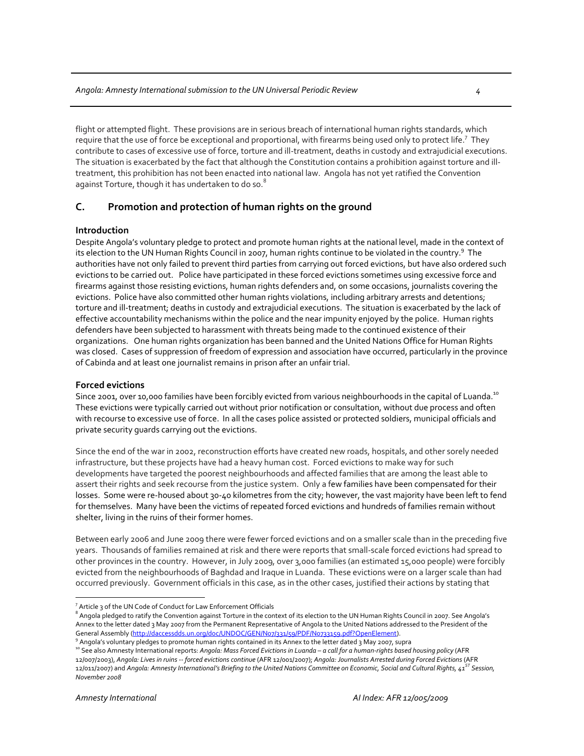flight or attempted flight. These provisions are in serious breach of international human rights standards, which require that the use of force be exceptional and proportional, with firearms being used only to protect life.[7] They contribute to cases of excessive use of force, torture and ill-treatment, deaths in custody and extrajudicial executions. The situation is exacerbated by the fact that although the Constitution contains a prohibition against torture and ill-treatment, this prohibition has not been enacted into national law. Angola has not yet ratified the Convention against Torture, though it has undertaken to do so.[8]

## C. Promotion and protection of human rights on the ground

### Introduction

Despite Angola's voluntary pledge to protect and promote human rights at the national level, made in the context of its election to the UN Human Rights Council in 2007, human rights continue to be violated in the country.[9] The authorities have not only failed to prevent third parties from carrying out forced evictions, but have also ordered such evictions to be carried out. Police have participated in these forced evictions sometimes using excessive force and firearms against those resisting evictions, human rights defenders and, on some occasions, journalists covering the evictions. Police have also committed other human rights violations, including arbitrary arrests and detentions; torture and ill-treatment; deaths in custody and extrajudicial executions. The situation is exacerbated by the lack of effective accountability mechanisms within the police and the near impunity enjoyed by the police. Human rights defenders have been subjected to harassment with threats being made to the continued existence of their organizations. One human rights organization has been banned and the United Nations Office for Human Rights was closed. Cases of suppression of freedom of expression and association have occurred, particularly in the province of Cabinda and at least one journalist remains in prison after an unfair trial.

### Forced evictions

Since 2001, over 10,000 families have been forcibly evicted from various neighbourhoods in the capital of Luanda.[10] These evictions were typically carried out without prior notification or consultation, without due process and often with recourse to excessive use of force. In all the cases police assisted or protected soldiers, municipal officials and private security guards carrying out the evictions.

Since the end of the war in 2002, reconstruction efforts have created new roads, hospitals, and other sorely needed infrastructure, but these projects have had a heavy human cost. Forced evictions to make way for such developments have targeted the poorest neighbourhoods and affected families that are among the least able to assert their rights and seek recourse from the justice system. Only a few families have been compensated for their losses. Some were re-housed about 30-40 kilometres from the city; however, the vast majority have been left to fend for themselves. Many have been the victims of repeated forced evictions and hundreds of families remain without shelter, living in the ruins of their former homes.

Between early 2006 and June 2009 there were fewer forced evictions and on a smaller scale than in the preceding five years. Thousands of families remained at risk and there were reports that small-scale forced evictions had spread to other provinces in the country. However, in July 2009, over 3,000 families (an estimated 15,000 people) were forcibly evicted from the neighbourhoods of Baghdad and Iraque in Luanda. These evictions were on a larger scale than had occurred previously. Government officials in this case, as in the other cases, justified their actions by stating that

---

[7] Article 3 of the UN Code of Conduct for Law Enforcement Officials

[8] Angola pledged to ratify the Convention against Torture in the context of its election to the UN Human Rights Council in 2007. See Angola's Annex to the letter dated 3 May 2007 from the Permanent Representative of Angola to the United Nations addressed to the President of the General Assembly (http://daccessdds.un.org/doc/UNDOC/GEN/N07/331/59/PDF/N0733159.pdf?OpenElement).

[9] Angola's voluntary pledges to promote human rights contained in its Annex to the letter dated 3 May 2007, supra

[10] See also Amnesty International reports: *Angola: Mass Forced Evictions in Luanda – a call for a human-rights based housing policy* (AFR 12/007/2003), *Angola: Lives in ruins -- forced evictions continue* (AFR 12/001/2007); *Angola: Journalists Arrested during Forced Evictions* (AFR 12/011/2007) and *Angola: Amnesty International's Briefing to the United Nations Committee on Economic, Social and Cultural Rights, 41st Session, November 2008*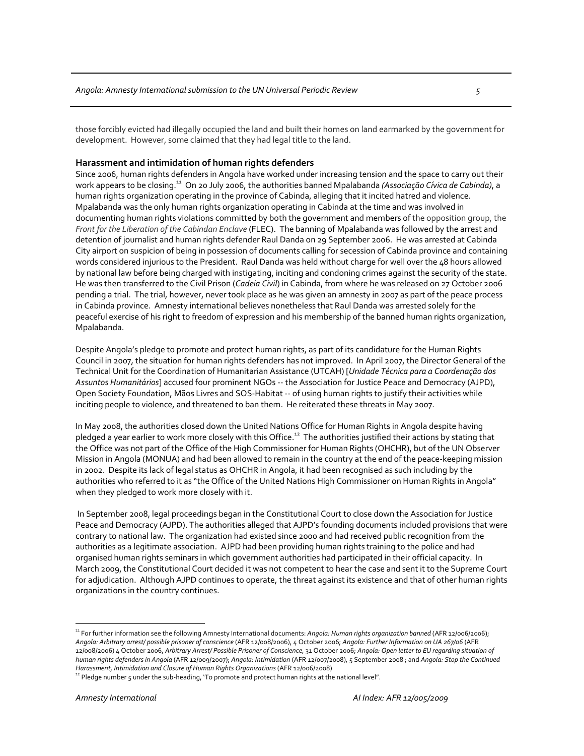those forcibly evicted had illegally occupied the land and built their homes on land earmarked by the government for development. However, some claimed that they had legal title to the land.

## Harassment and intimidation of human rights defenders

Since 2006, human rights defenders in Angola have worked under increasing tension and the space to carry out their work appears to be closing.[11] On 20 July 2006, the authorities banned Mpalabanda *(Associação Cívica de Cabinda)*, a human rights organization operating in the province of Cabinda, alleging that it incited hatred and violence. Mpalabanda was the only human rights organization operating in Cabinda at the time and was involved in documenting human rights violations committed by both the government and members of the opposition group, the *Front for the Liberation of the Cabindan Enclave* (FLEC). The banning of Mpalabanda was followed by the arrest and detention of journalist and human rights defender Raul Danda on 29 September 2006. He was arrested at Cabinda City airport on suspicion of being in possession of documents calling for secession of Cabinda province and containing words considered injurious to the President. Raul Danda was held without charge for well over the 48 hours allowed by national law before being charged with instigating, inciting and condoning crimes against the security of the state. He was then transferred to the Civil Prison (*Cadeia Civil*) in Cabinda, from where he was released on 27 October 2006 pending a trial. The trial, however, never took place as he was given an amnesty in 2007 as part of the peace process in Cabinda province. Amnesty international believes nonetheless that Raul Danda was arrested solely for the peaceful exercise of his right to freedom of expression and his membership of the banned human rights organization, Mpalabanda.

Despite Angola's pledge to promote and protect human rights, as part of its candidature for the Human Rights Council in 2007, the situation for human rights defenders has not improved. In April 2007, the Director General of the Technical Unit for the Coordination of Humanitarian Assistance (UTCAH) [*Unidade Técnica para a Coordenação dos Assuntos Humanitários*] accused four prominent NGOs -- the Association for Justice Peace and Democracy (AJPD), Open Society Foundation, Mãos Livres and SOS-Habitat -- of using human rights to justify their activities while inciting people to violence, and threatened to ban them. He reiterated these threats in May 2007.

In May 2008, the authorities closed down the United Nations Office for Human Rights in Angola despite having pledged a year earlier to work more closely with this Office.[12] The authorities justified their actions by stating that the Office was not part of the Office of the High Commissioner for Human Rights (OHCHR), but of the UN Observer Mission in Angola (MONUA) and had been allowed to remain in the country at the end of the peace-keeping mission in 2002. Despite its lack of legal status as OHCHR in Angola, it had been recognised as such including by the authorities who referred to it as "the Office of the United Nations High Commissioner on Human Rights in Angola" when they pledged to work more closely with it.

In September 2008, legal proceedings began in the Constitutional Court to close down the Association for Justice Peace and Democracy (AJPD). The authorities alleged that AJPD's founding documents included provisions that were contrary to national law. The organization had existed since 2000 and had received public recognition from the authorities as a legitimate association. AJPD had been providing human rights training to the police and had organised human rights seminars in which government authorities had participated in their official capacity. In March 2009, the Constitutional Court decided it was not competent to hear the case and sent it to the Supreme Court for adjudication. Although AJPD continues to operate, the threat against its existence and that of other human rights organizations in the country continues.

---

[11] For further information see the following Amnesty International documents: *Angola: Human rights organization banned* (AFR 12/006/2006); *Angola: Arbitrary arrest/ possible prisoner of conscience* (AFR 12/008/2006), 4 October 2006; *Angola: Further Information on UA 267/06* (AFR 12/008/2006) 4 October 2006, *Arbitrary Arrest/ Possible Prisoner of Conscience*, 31 October 2006; *Angola: Open letter to EU regarding situation of human rights defenders in Angola* (AFR 12/009/2007); *Angola: Intimidation* (AFR 12/007/2008), 5 September 2008 ; and *Angola: Stop the Continued Harassment, Intimidation and Closure of Human Rights Organizations* (AFR 12/006/2008)

[12] Pledge number 5 under the sub-heading, 'To promote and protect human rights at the national level".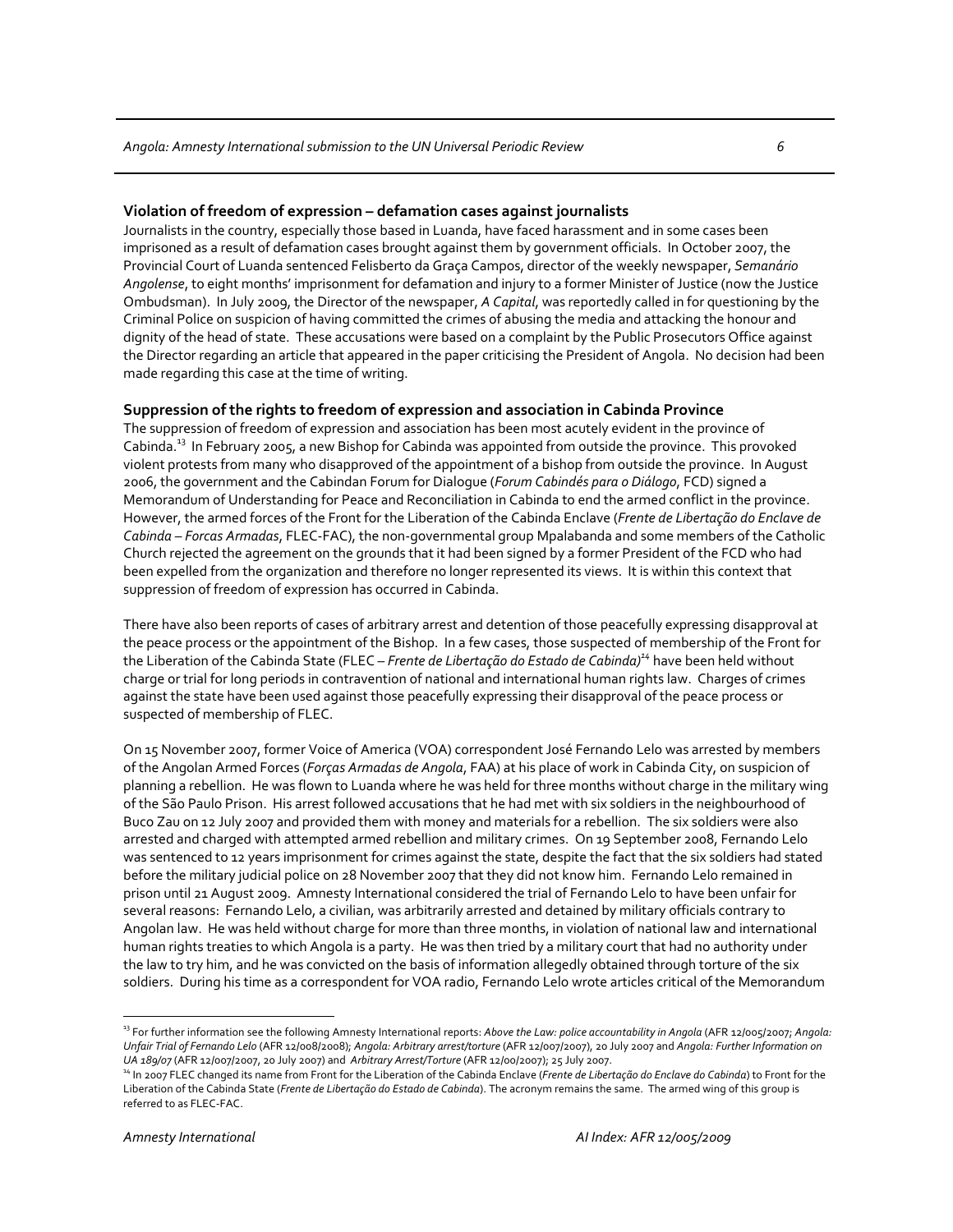### Violation of freedom of expression – defamation cases against journalists

Journalists in the country, especially those based in Luanda, have faced harassment and in some cases been imprisoned as a result of defamation cases brought against them by government officials. In October 2007, the Provincial Court of Luanda sentenced Felisberto da Graça Campos, director of the weekly newspaper, *Semanário Angolense*, to eight months' imprisonment for defamation and injury to a former Minister of Justice (now the Justice Ombudsman). In July 2009, the Director of the newspaper, *A Capital*, was reportedly called in for questioning by the Criminal Police on suspicion of having committed the crimes of abusing the media and attacking the honour and dignity of the head of state. These accusations were based on a complaint by the Public Prosecutors Office against the Director regarding an article that appeared in the paper criticising the President of Angola. No decision had been made regarding this case at the time of writing.

### Suppression of the rights to freedom of expression and association in Cabinda Province

The suppression of freedom of expression and association has been most acutely evident in the province of Cabinda.[13] In February 2005, a new Bishop for Cabinda was appointed from outside the province. This provoked violent protests from many who disapproved of the appointment of a bishop from outside the province. In August 2006, the government and the Cabindan Forum for Dialogue (*Forum Cabindés para o Diálogo*, FCD) signed a Memorandum of Understanding for Peace and Reconciliation in Cabinda to end the armed conflict in the province. However, the armed forces of the Front for the Liberation of the Cabinda Enclave (*Frente de Libertação do Enclave de Cabinda – Forcas Armadas*, FLEC-FAC), the non-governmental group Mpalabanda and some members of the Catholic Church rejected the agreement on the grounds that it had been signed by a former President of the FCD who had been expelled from the organization and therefore no longer represented its views. It is within this context that suppression of freedom of expression has occurred in Cabinda.

There have also been reports of cases of arbitrary arrest and detention of those peacefully expressing disapproval at the peace process or the appointment of the Bishop. In a few cases, those suspected of membership of the Front for the Liberation of the Cabinda State (FLEC – *Frente de Libertação do Estado de Cabinda)*[14] have been held without charge or trial for long periods in contravention of national and international human rights law. Charges of crimes against the state have been used against those peacefully expressing their disapproval of the peace process or suspected of membership of FLEC.

On 15 November 2007, former Voice of America (VOA) correspondent José Fernando Lelo was arrested by members of the Angolan Armed Forces (*Forças Armadas de Angola*, FAA) at his place of work in Cabinda City, on suspicion of planning a rebellion. He was flown to Luanda where he was held for three months without charge in the military wing of the São Paulo Prison. His arrest followed accusations that he had met with six soldiers in the neighbourhood of Buco Zau on 12 July 2007 and provided them with money and materials for a rebellion. The six soldiers were also arrested and charged with attempted armed rebellion and military crimes. On 19 September 2008, Fernando Lelo was sentenced to 12 years imprisonment for crimes against the state, despite the fact that the six soldiers had stated before the military judicial police on 28 November 2007 that they did not know him. Fernando Lelo remained in prison until 21 August 2009. Amnesty International considered the trial of Fernando Lelo to have been unfair for several reasons: Fernando Lelo, a civilian, was arbitrarily arrested and detained by military officials contrary to Angolan law. He was held without charge for more than three months, in violation of national law and international human rights treaties to which Angola is a party. He was then tried by a military court that had no authority under the law to try him, and he was convicted on the basis of information allegedly obtained through torture of the six soldiers. During his time as a correspondent for VOA radio, Fernando Lelo wrote articles critical of the Memorandum

---

[13] For further information see the following Amnesty International reports: *Above the Law: police accountability in Angola* (AFR 12/005/2007; *Angola: Unfair Trial of Fernando Lelo* (AFR 12/008/2008); *Angola: Arbitrary arrest/torture* (AFR 12/007/2007), 20 July 2007 and *Angola: Further Information on UA 189/07* (AFR 12/007/2007, 20 July 2007) and *Arbitrary Arrest/Torture* (AFR 12/00/2007); 25 July 2007.

[14] In 2007 FLEC changed its name from Front for the Liberation of the Cabinda Enclave (*Frente de Libertação do Enclave do Cabinda*) to Front for the Liberation of the Cabinda State (*Frente de Libertação do Estado de Cabinda*). The acronym remains the same. The armed wing of this group is referred to as FLEC-FAC.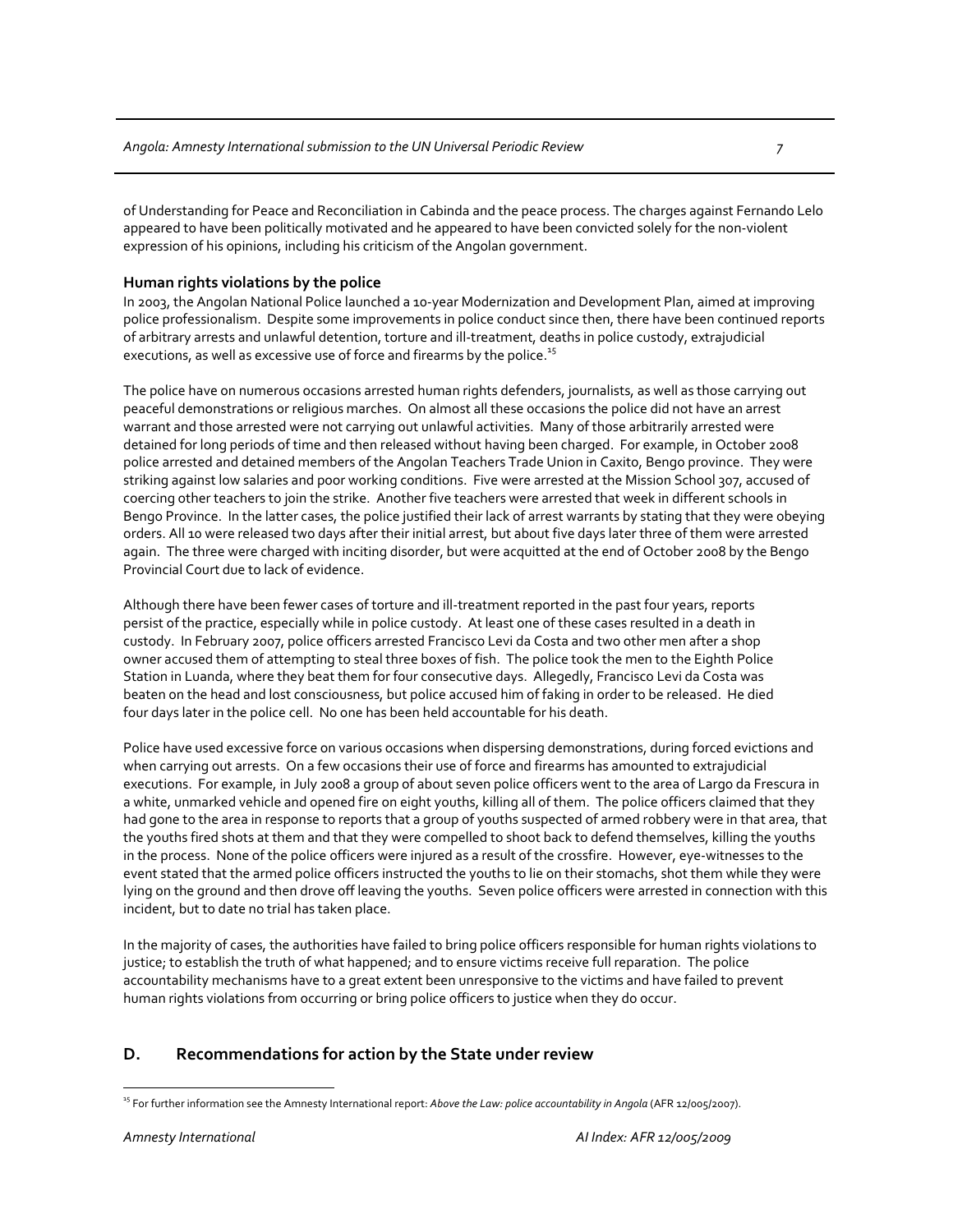of Understanding for Peace and Reconciliation in Cabinda and the peace process. The charges against Fernando Lelo appeared to have been politically motivated and he appeared to have been convicted solely for the non-violent expression of his opinions, including his criticism of the Angolan government.

**Human rights violations by the police**

In 2003, the Angolan National Police launched a 10-year Modernization and Development Plan, aimed at improving police professionalism. Despite some improvements in police conduct since then, there have been continued reports of arbitrary arrests and unlawful detention, torture and ill-treatment, deaths in police custody, extrajudicial executions, as well as excessive use of force and firearms by the police.[15]

The police have on numerous occasions arrested human rights defenders, journalists, as well as those carrying out peaceful demonstrations or religious marches. On almost all these occasions the police did not have an arrest warrant and those arrested were not carrying out unlawful activities. Many of those arbitrarily arrested were detained for long periods of time and then released without having been charged. For example, in October 2008 police arrested and detained members of the Angolan Teachers Trade Union in Caxito, Bengo province. They were striking against low salaries and poor working conditions. Five were arrested at the Mission School 307, accused of coercing other teachers to join the strike. Another five teachers were arrested that week in different schools in Bengo Province. In the latter cases, the police justified their lack of arrest warrants by stating that they were obeying orders. All 10 were released two days after their initial arrest, but about five days later three of them were arrested again. The three were charged with inciting disorder, but were acquitted at the end of October 2008 by the Bengo Provincial Court due to lack of evidence.

Although there have been fewer cases of torture and ill-treatment reported in the past four years, reports persist of the practice, especially while in police custody. At least one of these cases resulted in a death in custody. In February 2007, police officers arrested Francisco Levi da Costa and two other men after a shop owner accused them of attempting to steal three boxes of fish. The police took the men to the Eighth Police Station in Luanda, where they beat them for four consecutive days. Allegedly, Francisco Levi da Costa was beaten on the head and lost consciousness, but police accused him of faking in order to be released. He died four days later in the police cell. No one has been held accountable for his death.

Police have used excessive force on various occasions when dispersing demonstrations, during forced evictions and when carrying out arrests. On a few occasions their use of force and firearms has amounted to extrajudicial executions. For example, in July 2008 a group of about seven police officers went to the area of Largo da Frescura in a white, unmarked vehicle and opened fire on eight youths, killing all of them. The police officers claimed that they had gone to the area in response to reports that a group of youths suspected of armed robbery were in that area, that the youths fired shots at them and that they were compelled to shoot back to defend themselves, killing the youths in the process. None of the police officers were injured as a result of the crossfire. However, eye-witnesses to the event stated that the armed police officers instructed the youths to lie on their stomachs, shot them while they were lying on the ground and then drove off leaving the youths. Seven police officers were arrested in connection with this incident, but to date no trial has taken place.

In the majority of cases, the authorities have failed to bring police officers responsible for human rights violations to justice; to establish the truth of what happened; and to ensure victims receive full reparation. The police accountability mechanisms have to a great extent been unresponsive to the victims and have failed to prevent human rights violations from occurring or bring police officers to justice when they do occur.

## D. Recommendations for action by the State under review

[15] For further information see the Amnesty International report: *Above the Law: police accountability in Angola* (AFR 12/005/2007).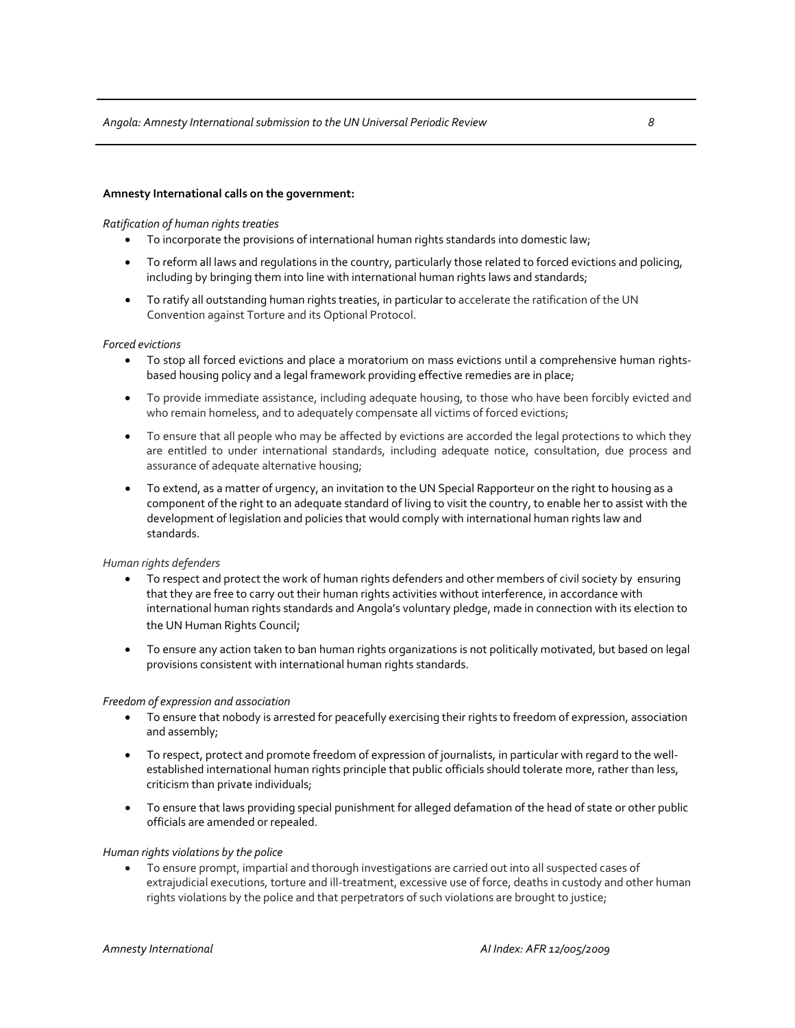**Amnesty International calls on the government:**

*Ratification of human rights treaties*

- To incorporate the provisions of international human rights standards into domestic law;
- To reform all laws and regulations in the country, particularly those related to forced evictions and policing, including by bringing them into line with international human rights laws and standards;
- To ratify all outstanding human rights treaties, in particular to accelerate the ratification of the UN Convention against Torture and its Optional Protocol.

*Forced evictions*

- To stop all forced evictions and place a moratorium on mass evictions until a comprehensive human rights-based housing policy and a legal framework providing effective remedies are in place;
- To provide immediate assistance, including adequate housing, to those who have been forcibly evicted and who remain homeless, and to adequately compensate all victims of forced evictions;
- To ensure that all people who may be affected by evictions are accorded the legal protections to which they are entitled to under international standards, including adequate notice, consultation, due process and assurance of adequate alternative housing;
- To extend, as a matter of urgency, an invitation to the UN Special Rapporteur on the right to housing as a component of the right to an adequate standard of living to visit the country, to enable her to assist with the development of legislation and policies that would comply with international human rights law and standards.

*Human rights defenders*

- To respect and protect the work of human rights defenders and other members of civil society by ensuring that they are free to carry out their human rights activities without interference, in accordance with international human rights standards and Angola's voluntary pledge, made in connection with its election to the UN Human Rights Council;
- To ensure any action taken to ban human rights organizations is not politically motivated, but based on legal provisions consistent with international human rights standards.

*Freedom of expression and association*

- To ensure that nobody is arrested for peacefully exercising their rights to freedom of expression, association and assembly;
- To respect, protect and promote freedom of expression of journalists, in particular with regard to the well-established international human rights principle that public officials should tolerate more, rather than less, criticism than private individuals;
- To ensure that laws providing special punishment for alleged defamation of the head of state or other public officials are amended or repealed.

*Human rights violations by the police*

- To ensure prompt, impartial and thorough investigations are carried out into all suspected cases of extrajudicial executions, torture and ill-treatment, excessive use of force, deaths in custody and other human rights violations by the police and that perpetrators of such violations are brought to justice;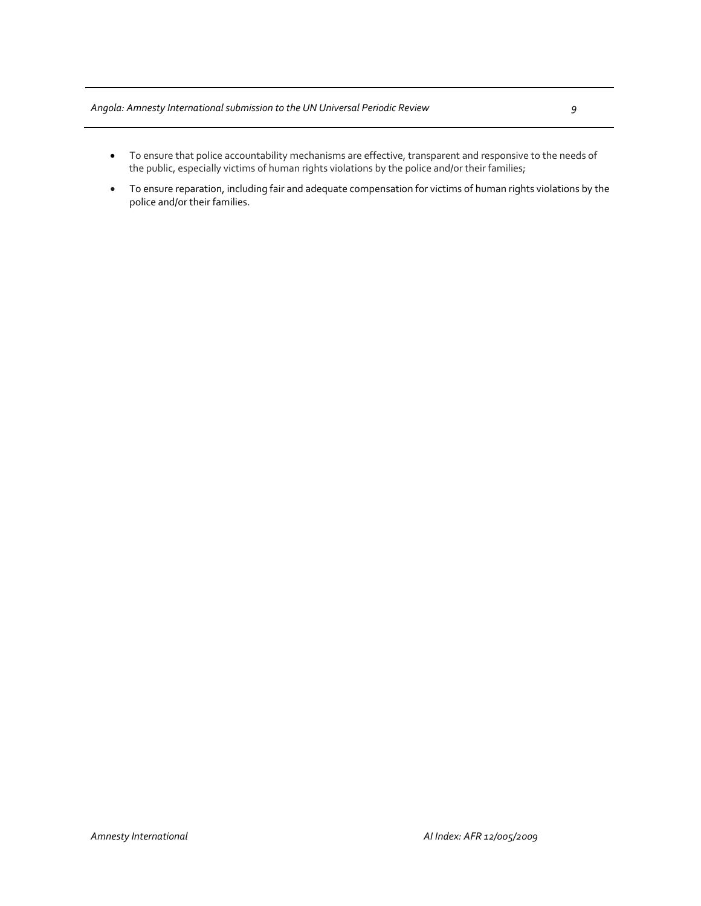- To ensure that police accountability mechanisms are effective, transparent and responsive to the needs of the public, especially victims of human rights violations by the police and/or their families;
- To ensure reparation, including fair and adequate compensation for victims of human rights violations by the police and/or their families.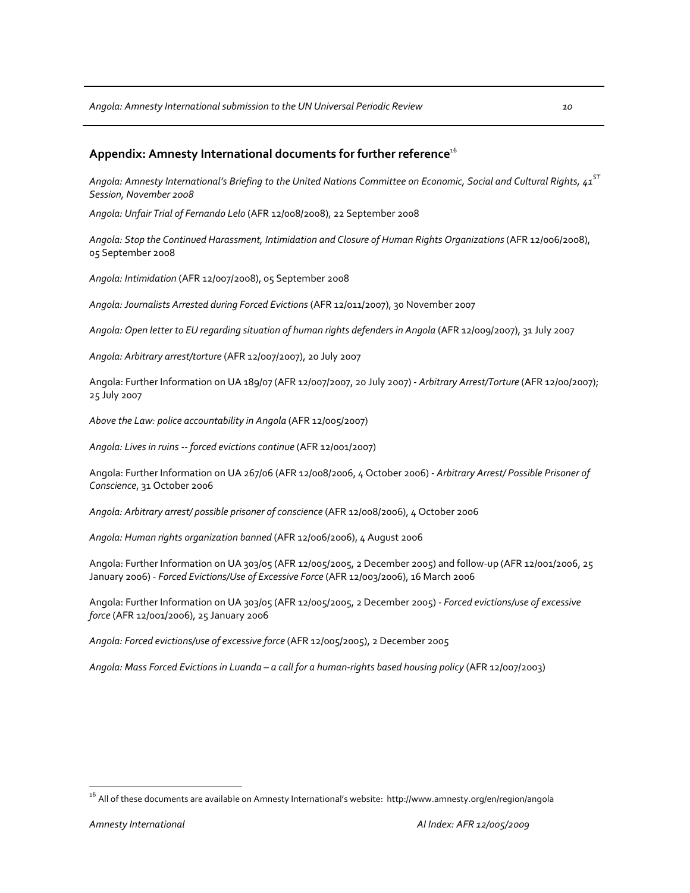## Appendix: Amnesty International documents for further reference[16]

*Angola: Amnesty International's Briefing to the United Nations Committee on Economic, Social and Cultural Rights, 41ST Session, November 2008*

*Angola: Unfair Trial of Fernando Lelo* (AFR 12/008/2008), 22 September 2008

*Angola: Stop the Continued Harassment, Intimidation and Closure of Human Rights Organizations* (AFR 12/006/2008), 05 September 2008

*Angola: Intimidation* (AFR 12/007/2008), 05 September 2008

*Angola: Journalists Arrested during Forced Evictions* (AFR 12/011/2007), 30 November 2007

*Angola: Open letter to EU regarding situation of human rights defenders in Angola* (AFR 12/009/2007), 31 July 2007

*Angola: Arbitrary arrest/torture* (AFR 12/007/2007), 20 July 2007

Angola: Further Information on UA 189/07 (AFR 12/007/2007, 20 July 2007) - *Arbitrary Arrest/Torture* (AFR 12/00/2007); 25 July 2007

*Above the Law: police accountability in Angola* (AFR 12/005/2007)

*Angola: Lives in ruins -- forced evictions continue* (AFR 12/001/2007)

Angola: Further Information on UA 267/06 (AFR 12/008/2006, 4 October 2006) - *Arbitrary Arrest/ Possible Prisoner of Conscience*, 31 October 2006

*Angola: Arbitrary arrest/ possible prisoner of conscience* (AFR 12/008/2006), 4 October 2006

*Angola: Human rights organization banned* (AFR 12/006/2006), 4 August 2006

Angola: Further Information on UA 303/05 (AFR 12/005/2005, 2 December 2005) and follow-up (AFR 12/001/2006, 25 January 2006) - *Forced Evictions/Use of Excessive Force* (AFR 12/003/2006), 16 March 2006

Angola: Further Information on UA 303/05 (AFR 12/005/2005, 2 December 2005) - *Forced evictions/use of excessive force* (AFR 12/001/2006), 25 January 2006

*Angola: Forced evictions/use of excessive force* (AFR 12/005/2005), 2 December 2005

*Angola: Mass Forced Evictions in Luanda – a call for a human-rights based housing policy* (AFR 12/007/2003)

---

[16] All of these documents are available on Amnesty International's website: http://www.amnesty.org/en/region/angola